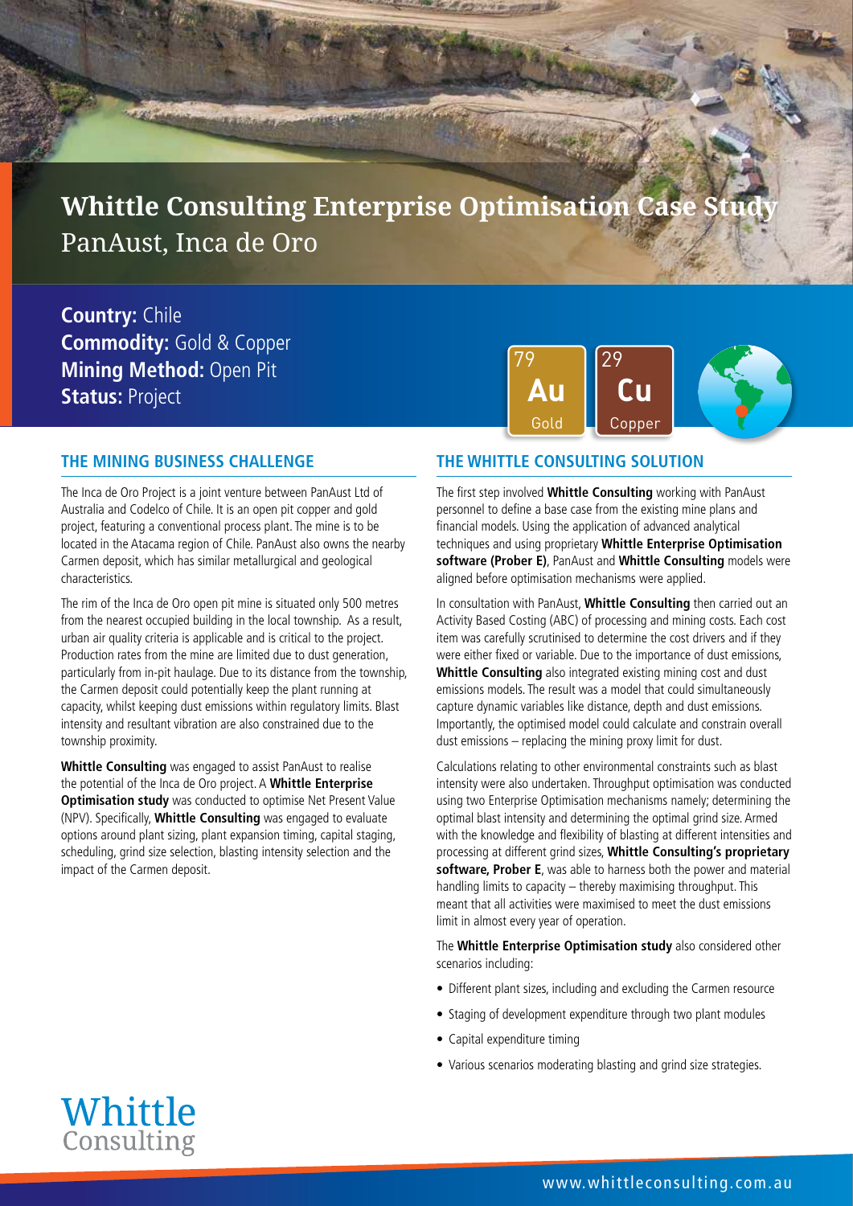# Whittle Consulting Enterprise Optimisation Case Study
## PanAust, Inca de Oro

**Country:** Chile
**Commodity:** Gold & Copper
**Mining Method:** Open Pit
**Status:** Project

79 Au Gold | 29 Cu Copper

### THE MINING BUSINESS CHALLENGE

The Inca de Oro Project is a joint venture between PanAust Ltd of Australia and Codelco of Chile. It is an open pit copper and gold project, featuring a conventional process plant. The mine is to be located in the Atacama region of Chile. PanAust also owns the nearby Carmen deposit, which has similar metallurgical and geological characteristics.

The rim of the Inca de Oro open pit mine is situated only 500 metres from the nearest occupied building in the local township. As a result, urban air quality criteria is applicable and is critical to the project. Production rates from the mine are limited due to dust generation, particularly from in-pit haulage. Due to its distance from the township, the Carmen deposit could potentially keep the plant running at capacity, whilst keeping dust emissions within regulatory limits. Blast intensity and resultant vibration are also constrained due to the township proximity.

**Whittle Consulting** was engaged to assist PanAust to realise the potential of the Inca de Oro project. A **Whittle Enterprise Optimisation study** was conducted to optimise Net Present Value (NPV). Specifically, **Whittle Consulting** was engaged to evaluate options around plant sizing, plant expansion timing, capital staging, scheduling, grind size selection, blasting intensity selection and the impact of the Carmen deposit.

### THE WHITTLE CONSULTING SOLUTION

The first step involved **Whittle Consulting** working with PanAust personnel to define a base case from the existing mine plans and financial models. Using the application of advanced analytical techniques and using proprietary **Whittle Enterprise Optimisation software (Prober E)**, PanAust and **Whittle Consulting** models were aligned before optimisation mechanisms were applied.

In consultation with PanAust, **Whittle Consulting** then carried out an Activity Based Costing (ABC) of processing and mining costs. Each cost item was carefully scrutinised to determine the cost drivers and if they were either fixed or variable. Due to the importance of dust emissions, **Whittle Consulting** also integrated existing mining cost and dust emissions models. The result was a model that could simultaneously capture dynamic variables like distance, depth and dust emissions. Importantly, the optimised model could calculate and constrain overall dust emissions – replacing the mining proxy limit for dust.

Calculations relating to other environmental constraints such as blast intensity were also undertaken. Throughput optimisation was conducted using two Enterprise Optimisation mechanisms namely; determining the optimal blast intensity and determining the optimal grind size. Armed with the knowledge and flexibility of blasting at different intensities and processing at different grind sizes, **Whittle Consulting's proprietary software, Prober E**, was able to harness both the power and material handling limits to capacity – thereby maximising throughput. This meant that all activities were maximised to meet the dust emissions limit in almost every year of operation.

The **Whittle Enterprise Optimisation study** also considered other scenarios including:

- Different plant sizes, including and excluding the Carmen resource
- Staging of development expenditure through two plant modules
- Capital expenditure timing
- Various scenarios moderating blasting and grind size strategies.

Whittle Consulting

www.whittleconsulting.com.au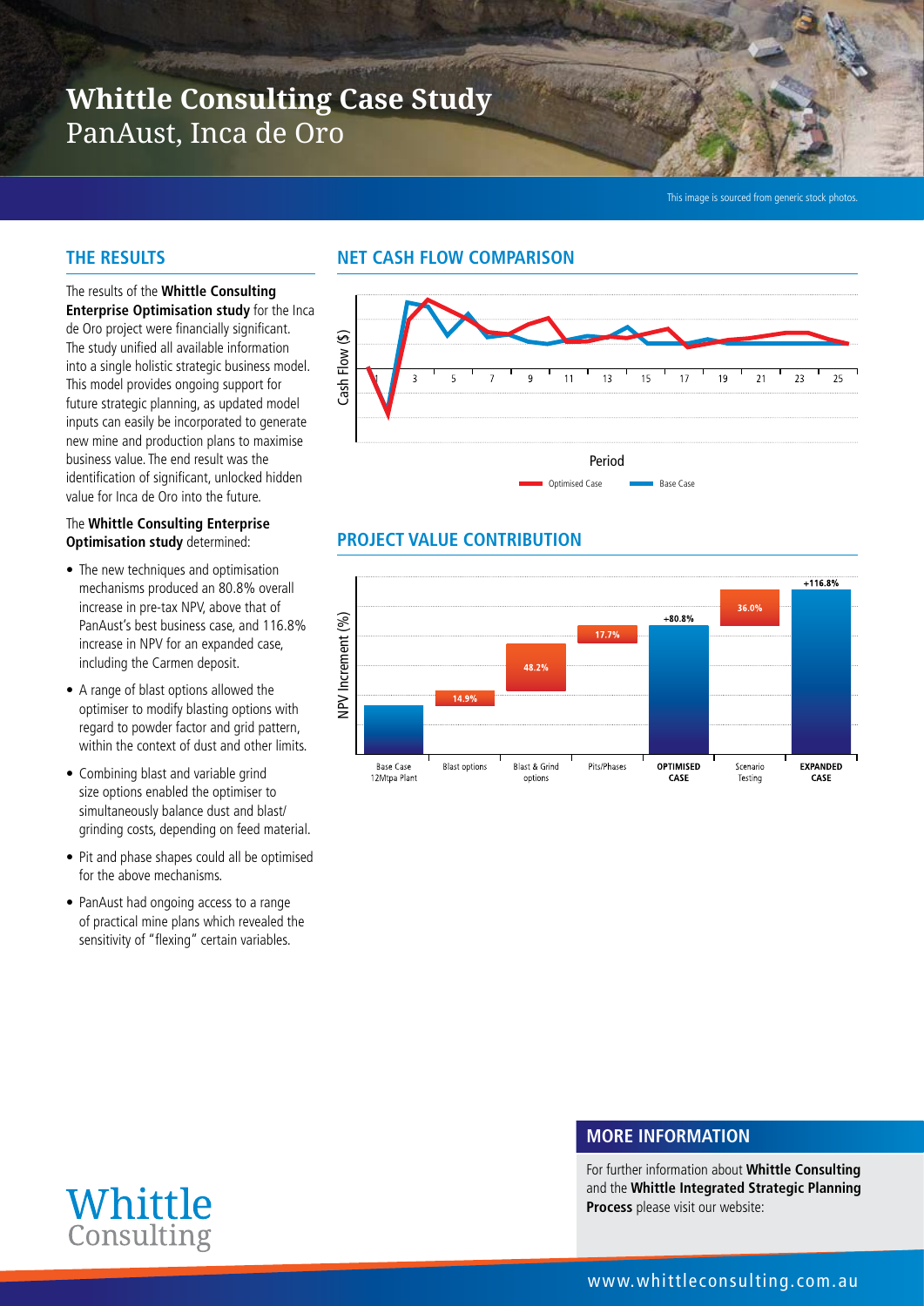# Whittle Consulting Case Study
PanAust, Inca de Oro

This image is sourced from generic stock photos.

## THE RESULTS

The results of the **Whittle Consulting Enterprise Optimisation study** for the Inca de Oro project were financially significant. The study unified all available information into a single holistic strategic business model. This model provides ongoing support for future strategic planning, as updated model inputs can easily be incorporated to generate new mine and production plans to maximise business value. The end result was the identification of significant, unlocked hidden value for Inca de Oro into the future.

The **Whittle Consulting Enterprise Optimisation study** determined:

- The new techniques and optimisation mechanisms produced an 80.8% overall increase in pre-tax NPV, above that of PanAust's best business case, and 116.8% increase in NPV for an expanded case, including the Carmen deposit.
- A range of blast options allowed the optimiser to modify blasting options with regard to powder factor and grid pattern, within the context of dust and other limits.
- Combining blast and variable grind size options enabled the optimiser to simultaneously balance dust and blast/grinding costs, depending on feed material.
- Pit and phase shapes could all be optimised for the above mechanisms.
- PanAust had ongoing access to a range of practical mine plans which revealed the sensitivity of "flexing" certain variables.

## NET CASH FLOW COMPARISON

Cash Flow ($)

1 3 5 7 9 11 13 15 17 19 21 23 25

Period

Optimised Case    Base Case

## PROJECT VALUE CONTRIBUTION

NPV Increment (%)

Base Case 12Mtpa Plant

Blast options 14.9%

Blast & Grind options 48.2%

Pits/Phases 17.7%

OPTIMISED CASE +80.8%

Scenario Testing 36.0%

EXPANDED CASE +116.8%

## MORE INFORMATION

For further information about **Whittle Consulting** and the **Whittle Integrated Strategic Planning Process** please visit our website:

www.whittleconsulting.com.au

Whittle Consulting